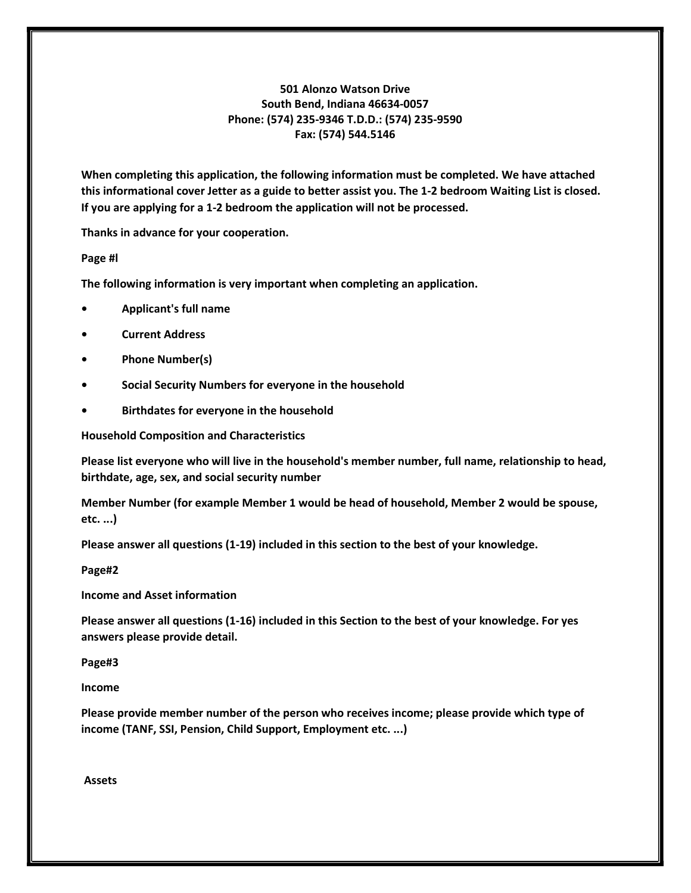**501 Alonzo Watson Drive**
**South Bend, Indiana 46634-0057**
**Phone: (574) 235-9346 T.D.D.: (574) 235-9590**
**Fax: (574) 544.5146**

**When completing this application, the following information must be completed. We have attached this informational cover Jetter as a guide to better assist you. The 1-2 bedroom Waiting List is closed. If you are applying for a 1-2 bedroom the application will not be processed.**

**Thanks in advance for your cooperation.**

**Page #l**

**The following information is very important when completing an application.**

- **Applicant's full name**
- **Current Address**
- **Phone Number(s)**
- **Social Security Numbers for everyone in the household**
- **Birthdates for everyone in the household**

**Household Composition and Characteristics**

**Please list everyone who will live in the household's member number, full name, relationship to head, birthdate, age, sex, and social security number**

**Member Number (for example Member 1 would be head of household, Member 2 would be spouse, etc. ...)**

**Please answer all questions (1-19) included in this section to the best of your knowledge.**

**Page#2**

**Income and Asset information**

**Please answer all questions (1-16) included in this Section to the best of your knowledge. For yes answers please provide detail.**

**Page#3**

**Income**

**Please provide member number of the person who receives income; please provide which type of income (TANF, SSI, Pension, Child Support, Employment etc. ...)**

**Assets**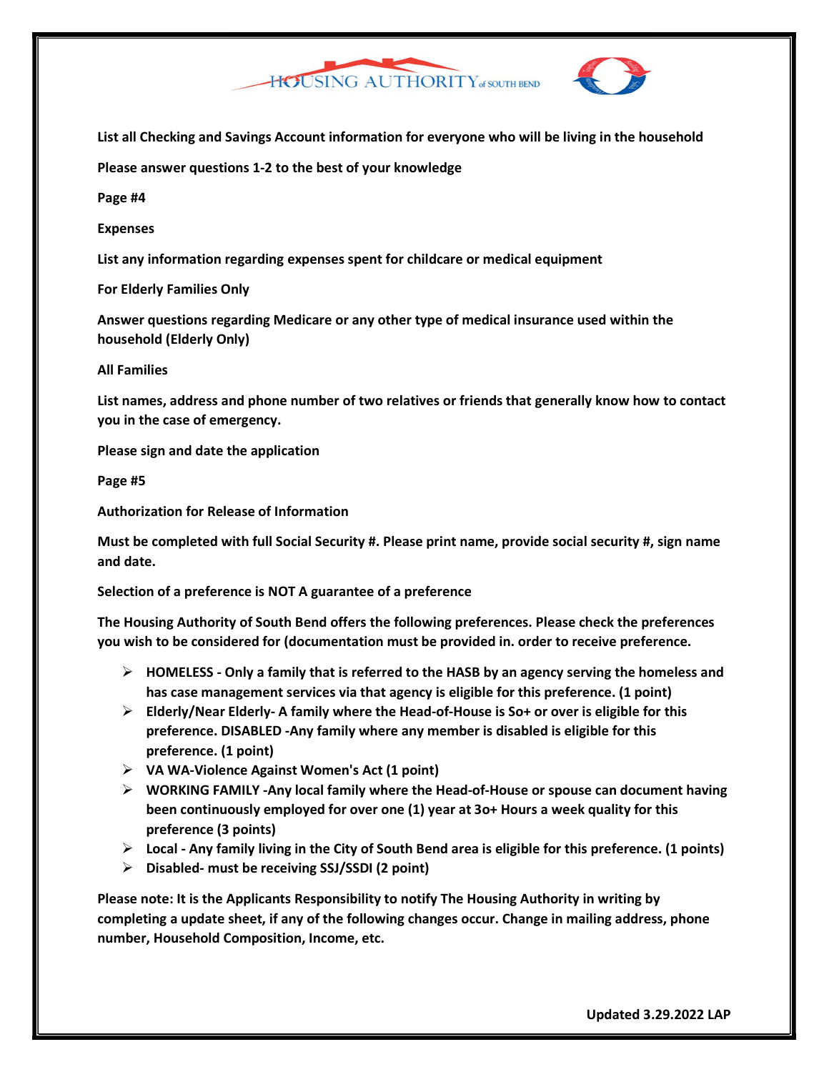HOUSING AUTHORITY of SOUTH BEND

**List all Checking and Savings Account information for everyone who will be living in the household**

**Please answer questions 1-2 to the best of your knowledge**

**Page #4**

**Expenses**

**List any information regarding expenses spent for childcare or medical equipment**

**For Elderly Families Only**

**Answer questions regarding Medicare or any other type of medical insurance used within the household (Elderly Only)**

**All Families**

**List names, address and phone number of two relatives or friends that generally know how to contact you in the case of emergency.**

**Please sign and date the application**

**Page #5**

**Authorization for Release of Information**

**Must be completed with full Social Security #. Please print name, provide social security #, sign name and date.**

**Selection of a preference is NOT A guarantee of a preference**

**The Housing Authority of South Bend offers the following preferences. Please check the preferences you wish to be considered for (documentation must be provided in. order to receive preference.**

- **HOMELESS - Only a family that is referred to the HASB by an agency serving the homeless and has case management services via that agency is eligible for this preference. (1 point)**
- **Elderly/Near Elderly- A family where the Head-of-House is So+ or over is eligible for this preference. DISABLED -Any family where any member is disabled is eligible for this preference. (1 point)**
- **VA WA-Violence Against Women's Act (1 point)**
- **WORKING FAMILY -Any local family where the Head-of-House or spouse can document having been continuously employed for over one (1) year at 3o+ Hours a week quality for this preference (3 points)**
- **Local - Any family living in the City of South Bend area is eligible for this preference. (1 points)**
- **Disabled- must be receiving SSJ/SSDI (2 point)**

**Please note: It is the Applicants Responsibility to notify The Housing Authority in writing by completing a update sheet, if any of the following changes occur. Change in mailing address, phone number, Household Composition, Income, etc.**

**Updated 3.29.2022 LAP**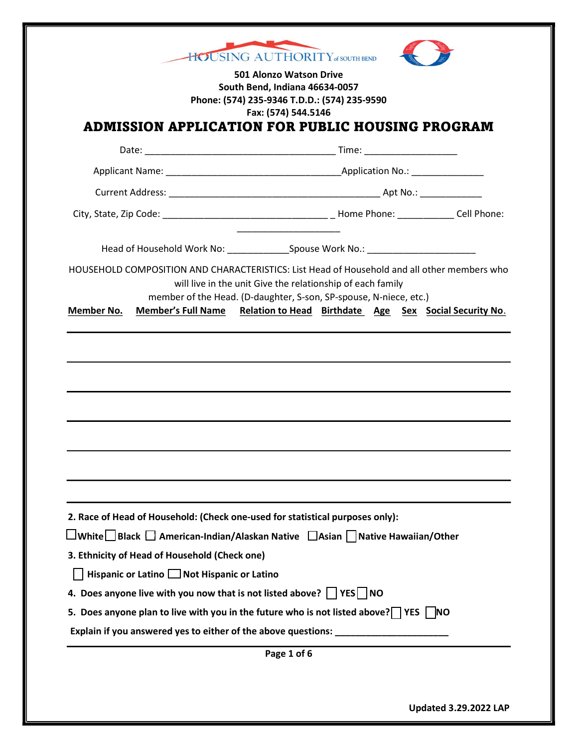HOUSING AUTHORITY of SOUTH BEND

**501 Alonzo Watson Drive**
**South Bend, Indiana 46634-0057**
**Phone: (574) 235-9346 T.D.D.: (574) 235-9590**
**Fax: (574) 544.5146**

# ADMISSION APPLICATION FOR PUBLIC HOUSING PROGRAM

Date: ____________________________________ Time: __________________

Applicant Name: __________________________________Application No.: ______________

Current Address: _________________________________________ Apt No.: ____________

City, State, Zip Code: _________________________________ _ Home Phone: ___________ Cell Phone: ____________________

Head of Household Work No: ____________Spouse Work No.: _____________________

HOUSEHOLD COMPOSITION AND CHARACTERISTICS: List Head of Household and all other members who will live in the unit Give the relationship of each family member of the Head. (D-daughter, S-son, SP-spouse, N-niece, etc.)

| Member No. | Member's Full Name | Relation to Head | Birthdate | Age | Sex | Social Security No. |
|---|---|---|---|---|---|---|
| | | | | | | |
| | | | | | | |
| | | | | | | |
| | | | | | | |
| | | | | | | |
| | | | | | | |

**2. Race of Head of Household: (Check one-used for statistical purposes only):**

☐ **White** ☐ **Black** ☐ **American-Indian/Alaskan Native** ☐ **Asian** ☐ **Native Hawaiian/Other**

**3. Ethnicity of Head of Household (Check one)**

☐ **Hispanic or Latino** ☐ **Not Hispanic or Latino**

**4. Does anyone live with you now that is not listed above?** ☐ **YES** ☐ **NO**

**5. Does anyone plan to live with you in the future who is not listed above?** ☐ **YES** ☐ **NO**

**Explain if you answered yes to either of the above questions:** ______________________

**Updated 3.29.2022 LAP**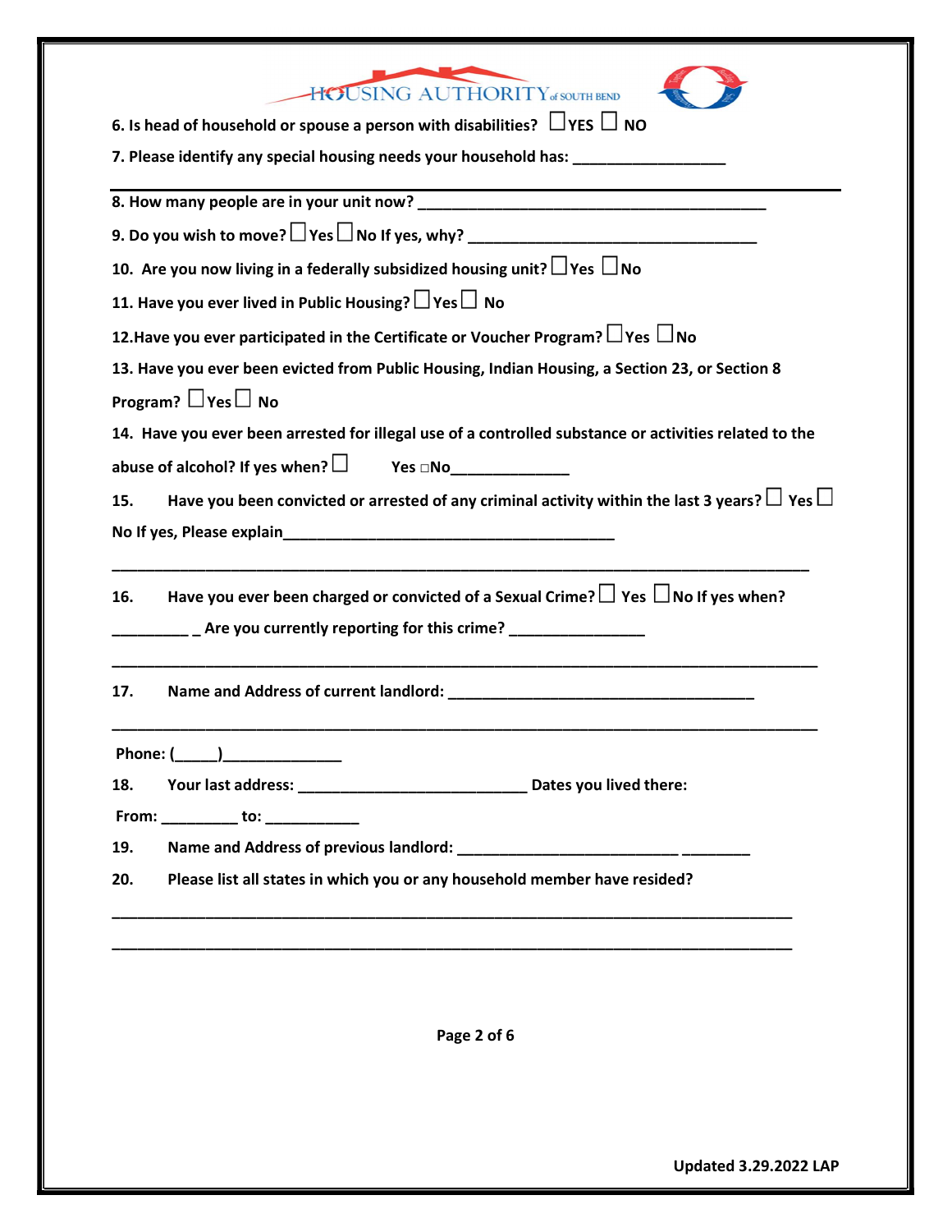HOUSING AUTHORITY of SOUTH BEND

6. Is head of household or spouse a person with disabilities? ☐ YES ☐ NO

7. Please identify any special housing needs your household has: __________________

8. How many people are in your unit now? ________________________________________

9. Do you wish to move? ☐ Yes ☐ No If yes, why? __________________________________

10. Are you now living in a federally subsidized housing unit? ☐ Yes ☐ No

11. Have you ever lived in Public Housing? ☐ Yes ☐ No

12. Have you ever participated in the Certificate or Voucher Program? ☐ Yes ☐ No

13. Have you ever been evicted from Public Housing, Indian Housing, a Section 23, or Section 8 Program? ☐ Yes ☐ No

14. Have you ever been arrested for illegal use of a controlled substance or activities related to the abuse of alcohol? If yes when? ☐ Yes ☐ No______________

15. Have you been convicted or arrested of any criminal activity within the last 3 years? ☐ Yes ☐ No If yes, Please explain________________________________________

_____________________________________________________________________________________

16. Have you ever been charged or convicted of a Sexual Crime? ☐ Yes ☐ No If yes when? __________ _ Are you currently reporting for this crime? ________________

_____________________________________________________________________________________

17. Name and Address of current landlord: _____________________________________

_____________________________________________________________________________________

Phone: (_____)______________

18. Your last address: ___________________________ Dates you lived there:

From: _________ to: ___________

19. Name and Address of previous landlord: __________________________ ________

20. Please list all states in which you or any household member have resided?

_____________________________________________________________________________________

_____________________________________________________________________________________

Updated 3.29.2022 LAP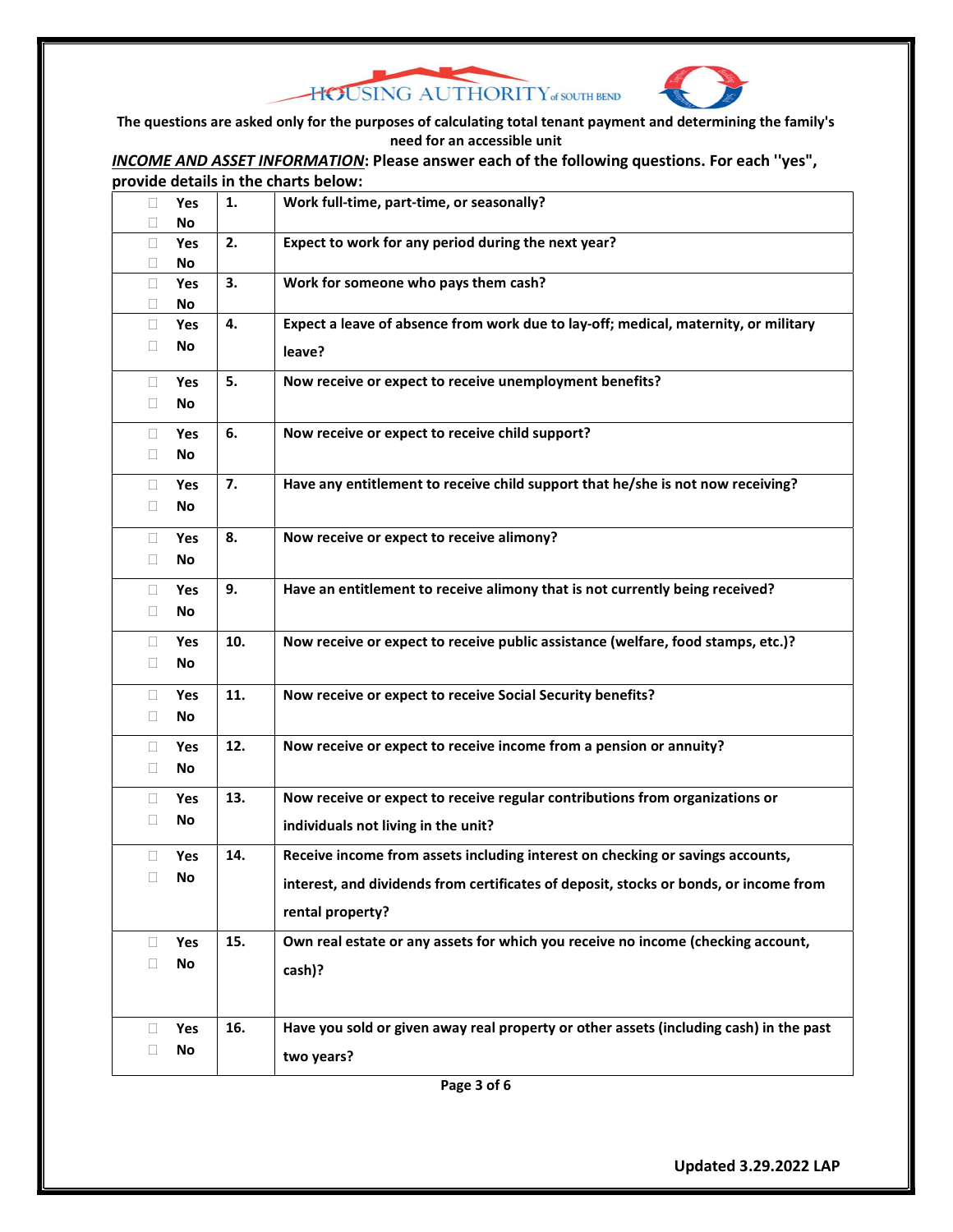HOUSING AUTHORITY of SOUTH BEND

**The questions are asked only for the purposes of calculating total tenant payment and determining the family's need for an accessible unit**

***INCOME AND ASSET INFORMATION*: Please answer each of the following questions. For each "yes", provide details in the charts below:**

| | | |
|---|---|---|
| ☐ Yes ☐ No | 1. | Work full-time, part-time, or seasonally? |
| ☐ Yes ☐ No | 2. | Expect to work for any period during the next year? |
| ☐ Yes ☐ No | 3. | Work for someone who pays them cash? |
| ☐ Yes ☐ No | 4. | Expect a leave of absence from work due to lay-off; medical, maternity, or military leave? |
| ☐ Yes ☐ No | 5. | Now receive or expect to receive unemployment benefits? |
| ☐ Yes ☐ No | 6. | Now receive or expect to receive child support? |
| ☐ Yes ☐ No | 7. | Have any entitlement to receive child support that he/she is not now receiving? |
| ☐ Yes ☐ No | 8. | Now receive or expect to receive alimony? |
| ☐ Yes ☐ No | 9. | Have an entitlement to receive alimony that is not currently being received? |
| ☐ Yes ☐ No | 10. | Now receive or expect to receive public assistance (welfare, food stamps, etc.)? |
| ☐ Yes ☐ No | 11. | Now receive or expect to receive Social Security benefits? |
| ☐ Yes ☐ No | 12. | Now receive or expect to receive income from a pension or annuity? |
| ☐ Yes ☐ No | 13. | Now receive or expect to receive regular contributions from organizations or individuals not living in the unit? |
| ☐ Yes ☐ No | 14. | Receive income from assets including interest on checking or savings accounts, interest, and dividends from certificates of deposit, stocks or bonds, or income from rental property? |
| ☐ Yes ☐ No | 15. | Own real estate or any assets for which you receive no income (checking account, cash)? |
| ☐ Yes ☐ No | 16. | Have you sold or given away real property or other assets (including cash) in the past two years? |

**Updated 3.29.2022 LAP**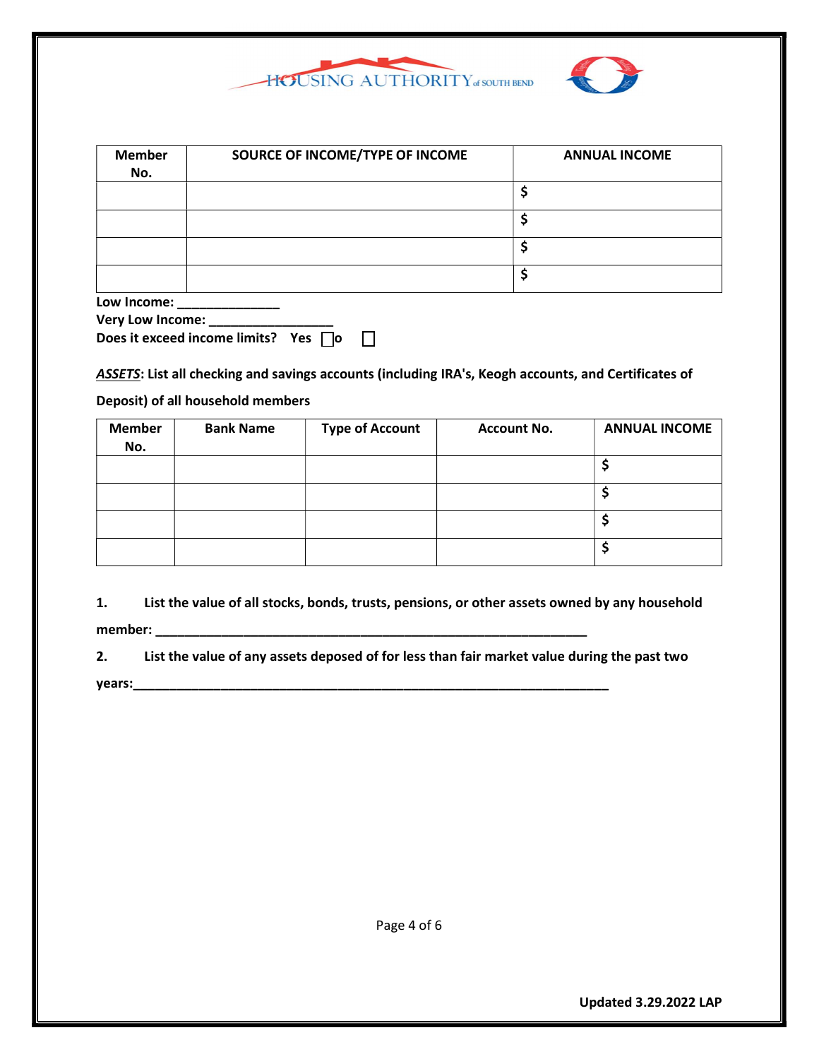| Member No. | SOURCE OF INCOME/TYPE OF INCOME | ANNUAL INCOME |
|---|---|---|
| | | $ |
| | | $ |
| | | $ |
| | | $ |

**Low Income: ______________**

**Very Low Income: _________________**

**Does it exceed income limits? Yes ☐ No ☐**

***ASSETS*: List all checking and savings accounts (including IRA's, Keogh accounts, and Certificates of Deposit) of all household members**

| Member No. | Bank Name | Type of Account | Account No. | ANNUAL INCOME |
|---|---|---|---|---|
| | | | | $ |
| | | | | $ |
| | | | | $ |
| | | | | $ |

**1. List the value of all stocks, bonds, trusts, pensions, or other assets owned by any household member: ___________________________________________________________**

**2. List the value of any assets deposed of for less than fair market value during the past two years:_____________________________________________________________________**

**Updated 3.29.2022 LAP**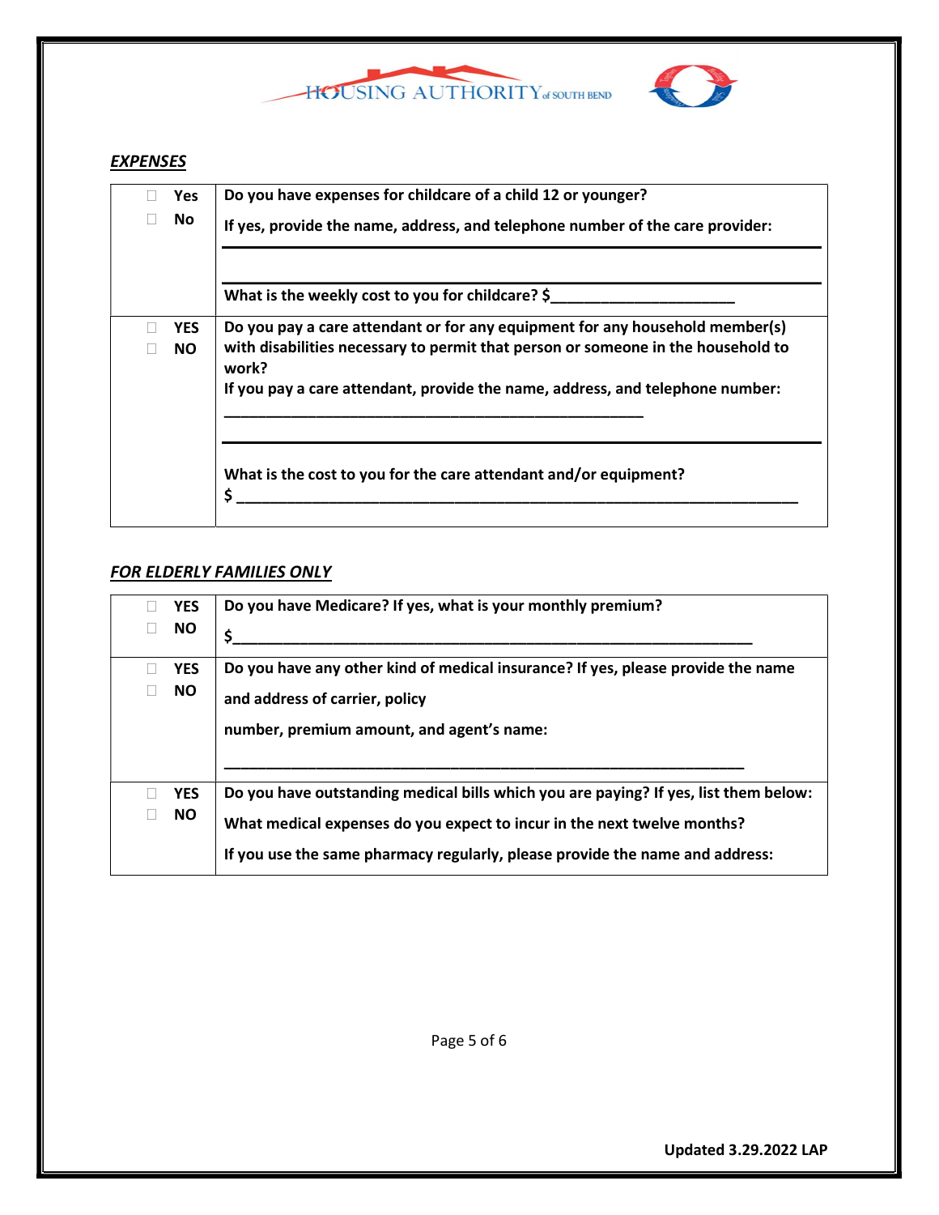HOUSING AUTHORITY of SOUTH BEND

***EXPENSES***

| | |
|---|---|
| ☐ **Yes**<br>☐ **No** | **Do you have expenses for childcare of a child 12 or younger?**<br>**If yes, provide the name, address, and telephone number of the care provider:**<br>\_\_\_\_\_\_\_\_\_\_\_\_\_\_\_\_\_\_\_\_\_\_\_\_\_\_\_\_\_\_\_\_\_\_\_\_\_\_\_\_\_\_\_\_\_\_\_\_<br>\_\_\_\_\_\_\_\_\_\_\_\_\_\_\_\_\_\_\_\_\_\_\_\_\_\_\_\_\_\_\_\_\_\_\_\_\_\_\_\_\_\_\_\_\_\_\_\_<br>**What is the weekly cost to you for childcare? $\_\_\_\_\_\_\_\_\_\_\_\_\_\_\_\_\_\_\_\_\_\_** |
| ☐ **YES**<br>☐ **NO** | **Do you pay a care attendant or for any equipment for any household member(s) with disabilities necessary to permit that person or someone in the household to work?**<br>**If you pay a care attendant, provide the name, address, and telephone number:**<br>\_\_\_\_\_\_\_\_\_\_\_\_\_\_\_\_\_\_\_\_\_\_\_\_\_\_\_\_\_\_\_\_\_\_\_\_\_\_\_\_\_\_\_\_\_\_\_\_<br>\_\_\_\_\_\_\_\_\_\_\_\_\_\_\_\_\_\_\_\_\_\_\_\_\_\_\_\_\_\_\_\_\_\_\_\_\_\_\_\_\_\_\_\_\_\_\_\_<br>**What is the cost to you for the care attendant and/or equipment?**<br>**$ \_\_\_\_\_\_\_\_\_\_\_\_\_\_\_\_\_\_\_\_\_\_\_\_\_\_\_\_\_\_\_\_\_\_\_\_\_\_\_\_\_\_\_\_\_\_\_\_** |

***FOR ELDERLY FAMILIES ONLY***

| | |
|---|---|
| ☐ **YES**<br>☐ **NO** | **Do you have Medicare? If yes, what is your monthly premium?**<br>**$\_\_\_\_\_\_\_\_\_\_\_\_\_\_\_\_\_\_\_\_\_\_\_\_\_\_\_\_\_\_\_\_\_\_\_\_\_\_\_\_\_\_\_\_\_\_\_\_** |
| ☐ **YES**<br>☐ **NO** | **Do you have any other kind of medical insurance? If yes, please provide the name and address of carrier, policy number, premium amount, and agent's name:**<br>\_\_\_\_\_\_\_\_\_\_\_\_\_\_\_\_\_\_\_\_\_\_\_\_\_\_\_\_\_\_\_\_\_\_\_\_\_\_\_\_\_\_\_\_\_\_\_\_ |
| ☐ **YES**<br>☐ **NO** | **Do you have outstanding medical bills which you are paying? If yes, list them below:**<br>**What medical expenses do you expect to incur in the next twelve months?**<br>**If you use the same pharmacy regularly, please provide the name and address:** |

**Updated 3.29.2022 LAP**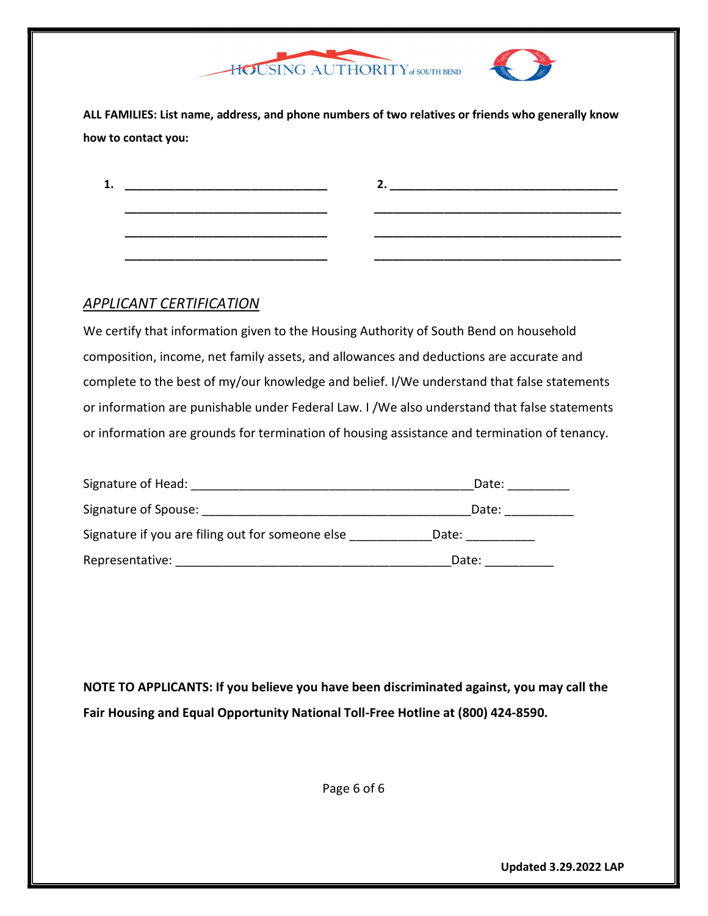**ALL FAMILIES: List name, address, and phone numbers of two relatives or friends who generally know how to contact you:**

**1.** ______________________________ **2.** ______________________________

______________________________ ______________________________

______________________________ ______________________________

______________________________ ______________________________

## *APPLICANT CERTIFICATION*

We certify that information given to the Housing Authority of South Bend on household composition, income, net family assets, and allowances and deductions are accurate and complete to the best of my/our knowledge and belief. I/We understand that false statements or information are punishable under Federal Law. I /We also understand that false statements or information are grounds for termination of housing assistance and termination of tenancy.

Signature of Head: ________________________________________Date: _________

Signature of Spouse: ______________________________________Date: __________

Signature if you are filing out for someone else ___________Date: __________

Representative: ________________________________________Date: __________

**NOTE TO APPLICANTS: If you believe you have been discriminated against, you may call the Fair Housing and Equal Opportunity National Toll-Free Hotline at (800) 424-8590.**

**Updated 3.29.2022 LAP**